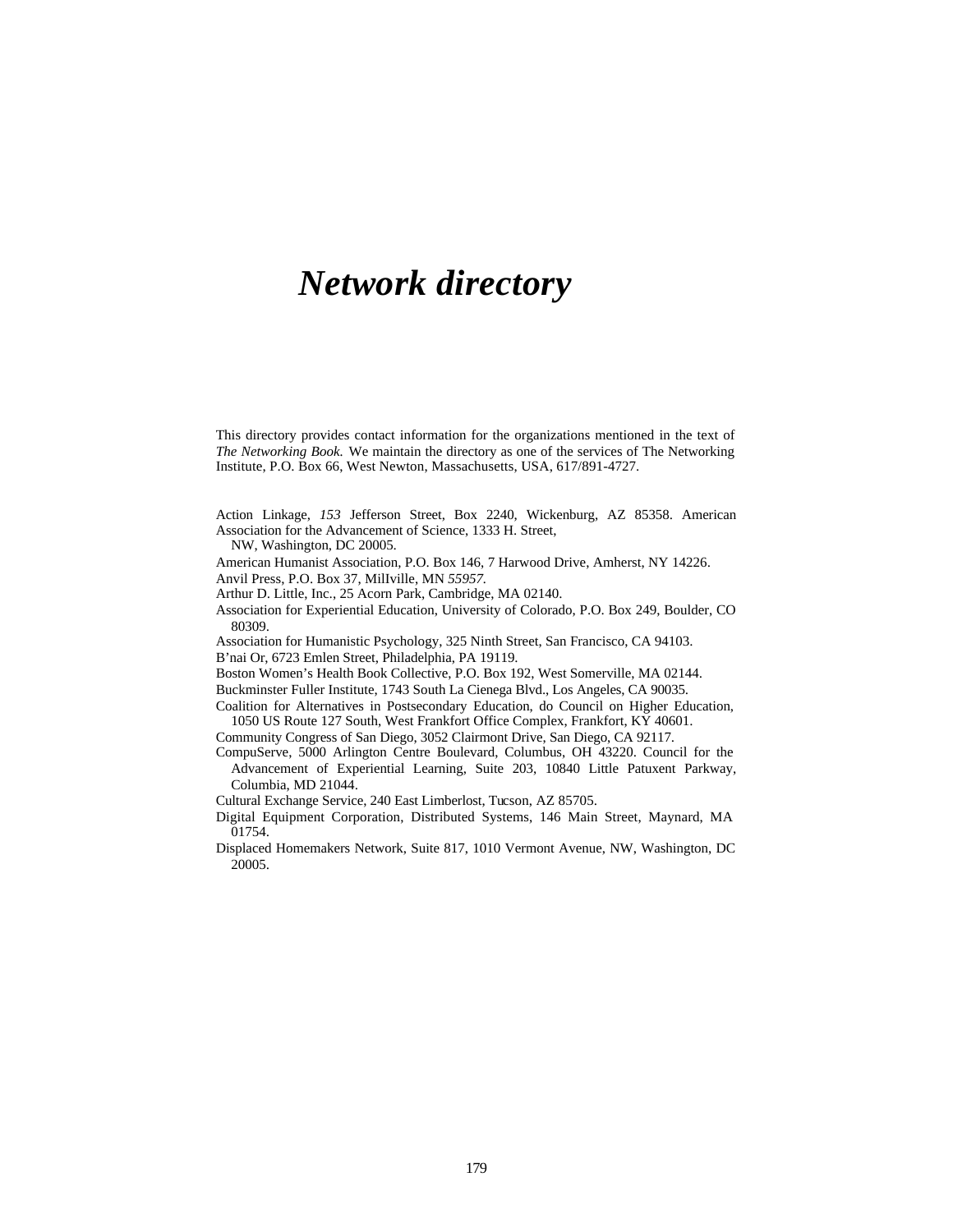# *Network directory*

This directory provides contact information for the organizations mentioned in the text of *The Networking Book.* We maintain the directory as one of the services of The Networking Institute, P.O. Box 66, West Newton, Massachusetts, USA, 617/891-4727.

Action Linkage, *153* Jefferson Street, Box 2240, Wickenburg, AZ 85358.

American Association for the Advancement of Science, 1333 H. Street, NW, Washington, DC 20005.

American Humanist Association, P.O. Box 146, 7 Harwood Drive, Amherst, NY 14226.

Anvil Press, P.O. Box 37, MilIville, MN *55957.*

Arthur D. Little, Inc., 25 Acorn Park, Cambridge, MA 02140.

Association for Experiential Education, University of Colorado, P.O. Box 249, Boulder, CO 80309.

Association for Humanistic Psychology, 325 Ninth Street, San Francisco, CA 94103.

B'nai Or, 6723 Emlen Street, Philadelphia, PA 19119.

Boston Women's Health Book Collective, P.O. Box 192, West Somerville, MA 02144.

Buckminster Fuller Institute, 1743 South La Cienega Blvd., Los Angeles, CA 90035.

Coalition for Alternatives in Postsecondary Education, do Council on Higher Education, 1050 US Route 127 South, West Frankfort Office Complex, Frankfort, KY 40601.

Community Congress of San Diego, 3052 Clairmont Drive, San Diego, CA 92117.

CompuServe, 5000 Arlington Centre Boulevard, Columbus, OH 43220.

Council for the Advancement of Experiential Learning, Suite 203, 10840 Little Patuxent Parkway, Columbia, MD 21044.

Cultural Exchange Service, 240 East Limberlost, Tucson, AZ 85705.

Digital Equipment Corporation, Distributed Systems, 146 Main Street, Maynard, MA 01754.

Displaced Homemakers Network, Suite 817, 1010 Vermont Avenue, NW, Washington, DC 20005.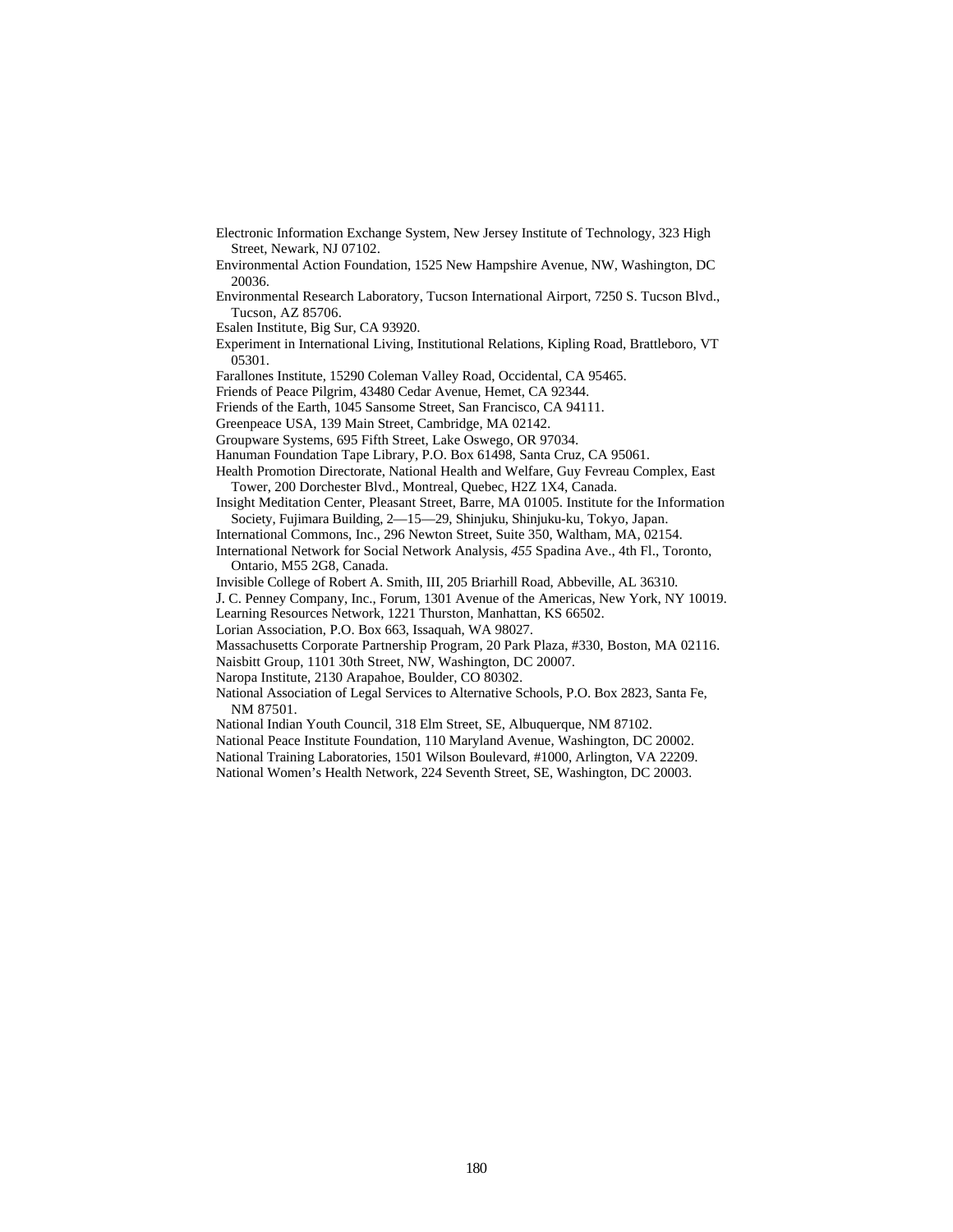Electronic Information Exchange System, New Jersey Institute of Technology, 323 High Street, Newark, NJ 07102.

Environmental Action Foundation, 1525 New Hampshire Avenue, NW, Washington, DC 20036.

Environmental Research Laboratory, Tucson International Airport, 7250 S. Tucson Blvd., Tucson, AZ 85706.

Esalen Institute, Big Sur, CA 93920.

Experiment in International Living, Institutional Relations, Kipling Road, Brattleboro, VT 05301.

Farallones Institute, 15290 Coleman Valley Road, Occidental, CA 95465.

Friends of Peace Pilgrim, 43480 Cedar Avenue, Hemet, CA 92344.

Friends of the Earth, 1045 Sansome Street, San Francisco, CA 94111.

Greenpeace USA, 139 Main Street, Cambridge, MA 02142.

Groupware Systems, 695 Fifth Street, Lake Oswego, OR 97034.

Hanuman Foundation Tape Library, P.O. Box 61498, Santa Cruz, CA 95061.

Health Promotion Directorate, National Health and Welfare, Guy Fevreau Complex, East Tower, 200 Dorchester Blvd., Montreal, Quebec, H2Z 1X4, Canada.

Insight Meditation Center, Pleasant Street, Barre, MA 01005. Institute for the Information Society, Fujimara Building, 2—15—29, Shinjuku, Shinjuku-ku, Tokyo, Japan.

International Commons, Inc., 296 Newton Street, Suite 350, Waltham, MA, 02154.

International Network for Social Network Analysis, *455* Spadina Ave., 4th Fl., Toronto, Ontario, M55 2G8, Canada.

Invisible College of Robert A. Smith, III, 205 Briarhill Road, Abbeville, AL 36310.

J. C. Penney Company, Inc., Forum, 1301 Avenue of the Americas, New York, NY 10019.

Learning Resources Network, 1221 Thurston, Manhattan, KS 66502.

Lorian Association, P.O. Box 663, Issaquah, WA 98027.

Massachusetts Corporate Partnership Program, 20 Park Plaza, #330, Boston, MA 02116.

Naisbitt Group, 1101 30th Street, NW, Washington, DC 20007.

Naropa Institute, 2130 Arapahoe, Boulder, CO 80302.

National Association of Legal Services to Alternative Schools, P.O. Box 2823, Santa Fe, NM 87501.

National Indian Youth Council, 318 Elm Street, SE, Albuquerque, NM 87102.

National Peace Institute Foundation, 110 Maryland Avenue, Washington, DC 20002.

National Training Laboratories, 1501 Wilson Boulevard, #1000, Arlington, VA 22209.

National Women's Health Network, 224 Seventh Street, SE, Washington, DC 20003.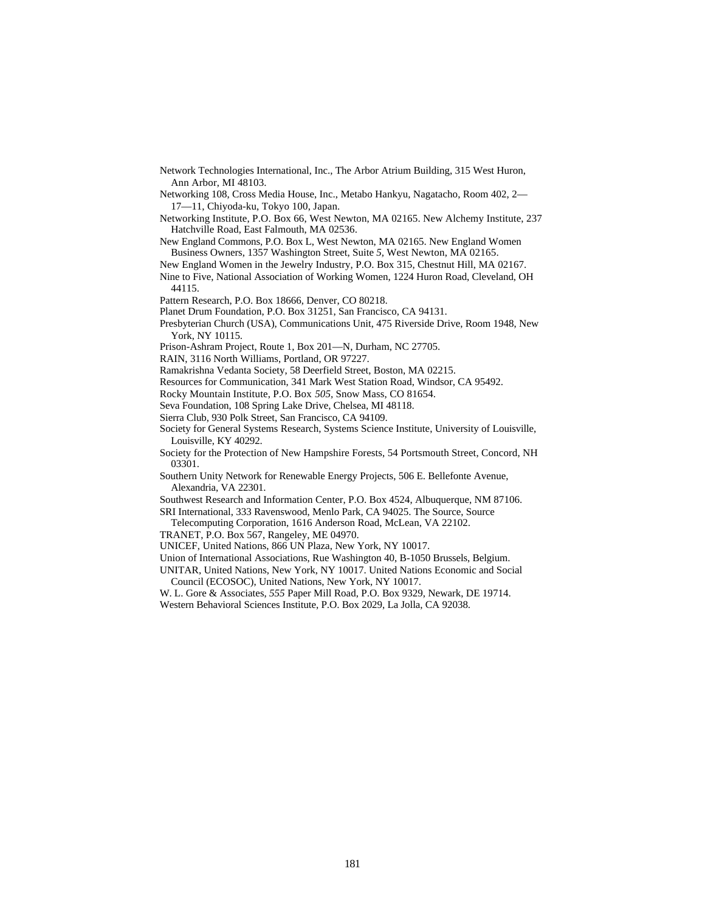Network Technologies International, Inc., The Arbor Atrium Building, 315 West Huron, Ann Arbor, MI 48103.

Networking 108, Cross Media House, Inc., Metabo Hankyu, Nagatacho, Room 402, 2—17—11, Chiyoda-ku, Tokyo 100, Japan.

Networking Institute, P.O. Box 66, West Newton, MA 02165. New Alchemy Institute, 237 Hatchville Road, East Falmouth, MA 02536.

New England Commons, P.O. Box L, West Newton, MA 02165. New England Women Business Owners, 1357 Washington Street, Suite *5*, West Newton, MA 02165.

New England Women in the Jewelry Industry, P.O. Box 315, Chestnut Hill, MA 02167.

Nine to Five, National Association of Working Women, 1224 Huron Road, Cleveland, OH 44115.

Pattern Research, P.O. Box 18666, Denver, CO 80218.

Planet Drum Foundation, P.O. Box 31251, San Francisco, CA 94131.

Presbyterian Church (USA), Communications Unit, 475 Riverside Drive, Room 1948, New York, NY 10115.

Prison-Ashram Project, Route 1, Box 201—N, Durham, NC 27705.

RAIN, 3116 North Williams, Portland, OR 97227.

Ramakrishna Vedanta Society, 58 Deerfield Street, Boston, MA 02215.

Resources for Communication, 341 Mark West Station Road, Windsor, CA 95492.

Rocky Mountain Institute, P.O. Box *505*, Snow Mass, CO 81654.

Seva Foundation, 108 Spring Lake Drive, Chelsea, MI 48118.

Sierra Club, 930 Polk Street, San Francisco, CA 94109.

Society for General Systems Research, Systems Science Institute, University of Louisville, Louisville, KY 40292.

Society for the Protection of New Hampshire Forests, 54 Portsmouth Street, Concord, NH 03301.

Southern Unity Network for Renewable Energy Projects, 506 E. Bellefonte Avenue, Alexandria, VA 22301.

Southwest Research and Information Center, P.O. Box 4524, Albuquerque, NM 87106.

SRI International, 333 Ravenswood, Menlo Park, CA 94025. The Source, Source Telecomputing Corporation, 1616 Anderson Road, McLean, VA 22102.

TRANET, P.O. Box 567, Rangeley, ME 04970.

UNICEF, United Nations, 866 UN Plaza, New York, NY 10017.

Union of International Associations, Rue Washington 40, B-1050 Brussels, Belgium.

UNITAR, United Nations, New York, NY 10017. United Nations Economic and Social Council (ECOSOC), United Nations, New York, NY 10017.

W. L. Gore & Associates, *555* Paper Mill Road, P.O. Box 9329, Newark, DE 19714.

Western Behavioral Sciences Institute, P.O. Box 2029, La Jolla, CA 92038.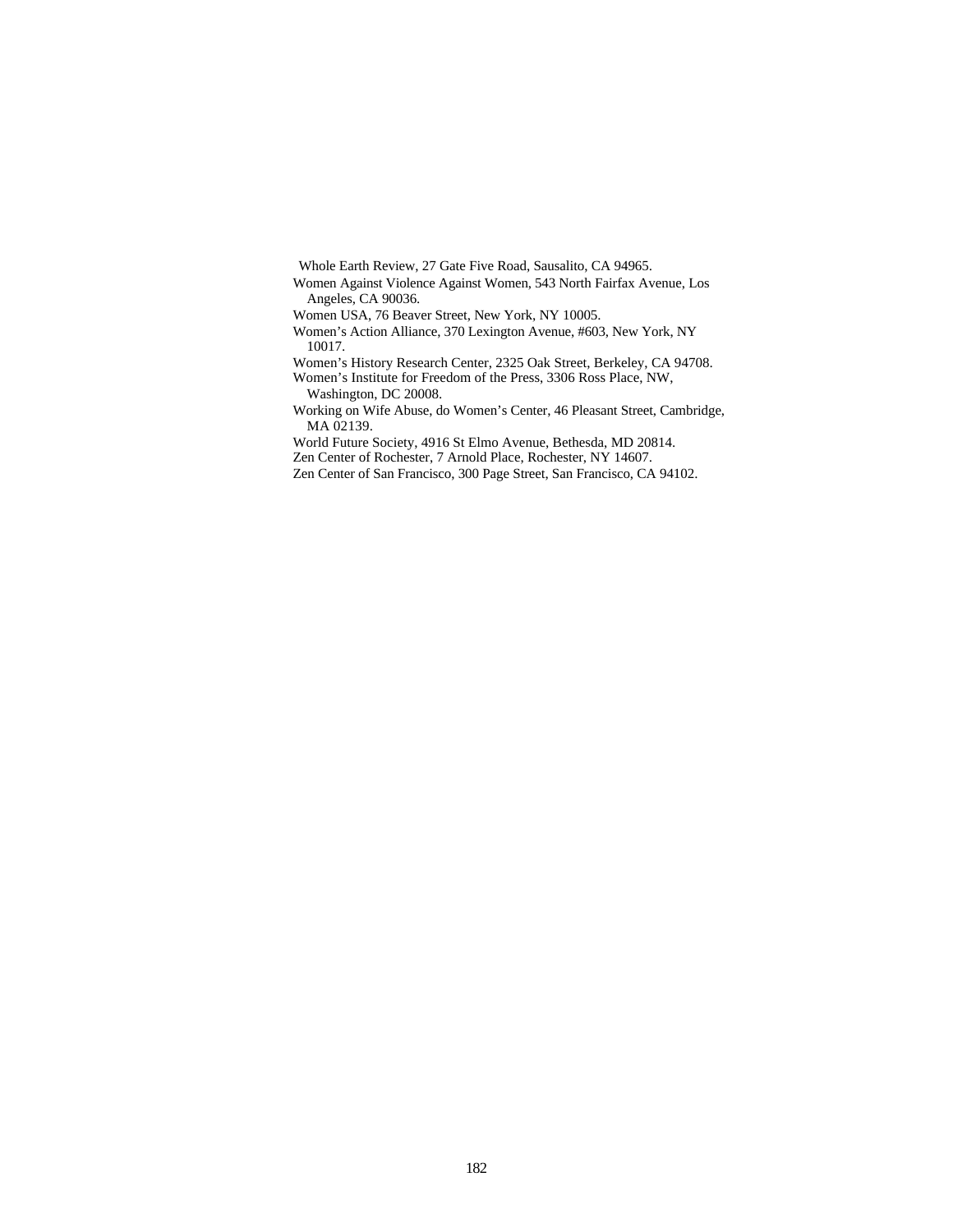Whole Earth Review, 27 Gate Five Road, Sausalito, CA 94965.

Women Against Violence Against Women, 543 North Fairfax Avenue, Los Angeles, CA 90036.

Women USA, 76 Beaver Street, New York, NY 10005.

Women's Action Alliance, 370 Lexington Avenue, #603, New York, NY 10017.

Women's History Research Center, 2325 Oak Street, Berkeley, CA 94708.

Women's Institute for Freedom of the Press, 3306 Ross Place, NW, Washington, DC 20008.

Working on Wife Abuse, do Women's Center, 46 Pleasant Street, Cambridge, MA 02139.

World Future Society, 4916 St Elmo Avenue, Bethesda, MD 20814.

Zen Center of Rochester, 7 Arnold Place, Rochester, NY 14607.

Zen Center of San Francisco, 300 Page Street, San Francisco, CA 94102.